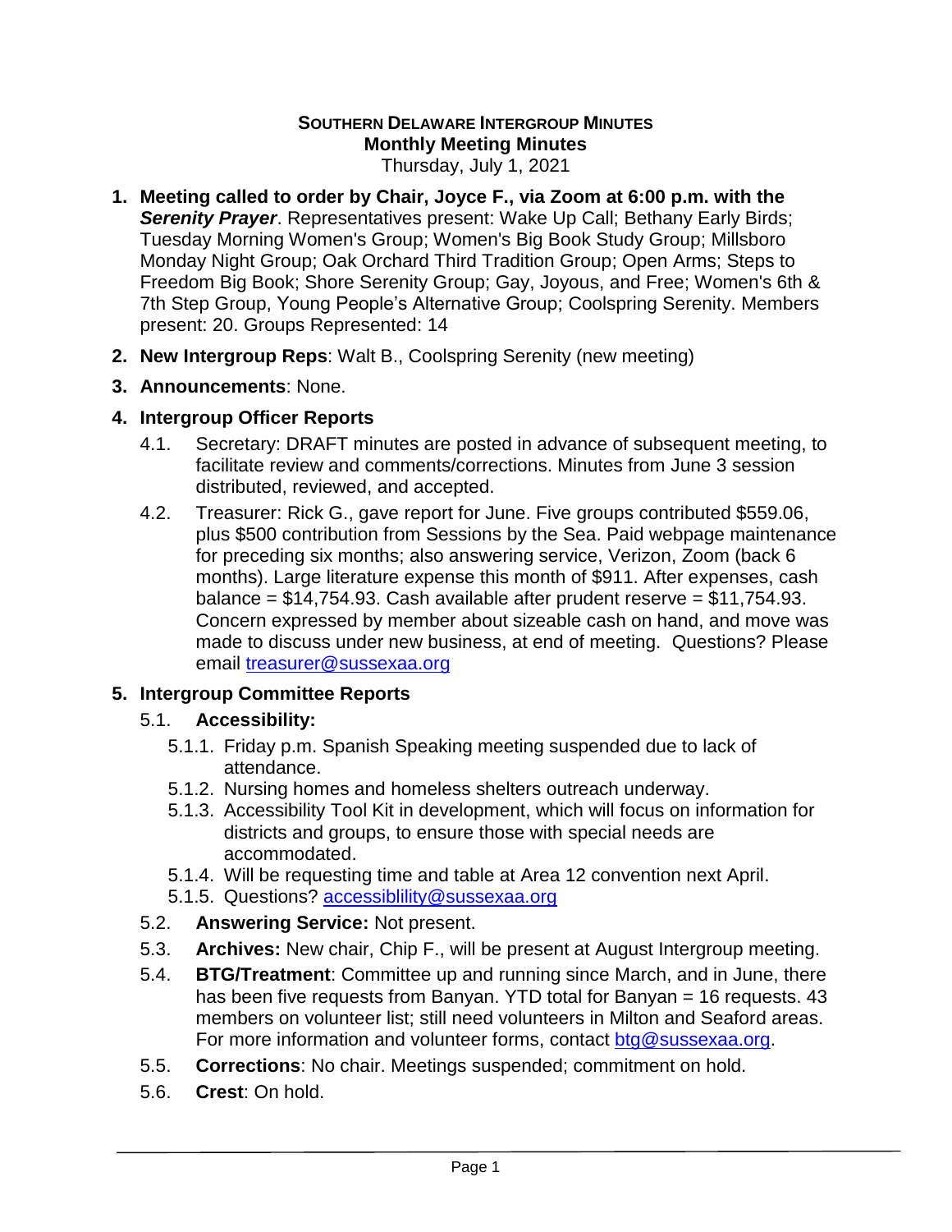# SOUTHERN DELAWARE INTERGROUP MINUTES

## Monthly Meeting Minutes

Thursday, July 1, 2021

1. **Meeting called to order by Chair, Joyce F., via Zoom at 6:00 p.m. with the *Serenity Prayer***. Representatives present: Wake Up Call; Bethany Early Birds; Tuesday Morning Women's Group; Women's Big Book Study Group; Millsboro Monday Night Group; Oak Orchard Third Tradition Group; Open Arms; Steps to Freedom Big Book; Shore Serenity Group; Gay, Joyous, and Free; Women's 6th & 7th Step Group, Young People's Alternative Group; Coolspring Serenity. Members present: 20. Groups Represented: 14

2. **New Intergroup Reps**: Walt B., Coolspring Serenity (new meeting)

3. **Announcements**: None.

4. **Intergroup Officer Reports**
   - 4.1. Secretary: DRAFT minutes are posted in advance of subsequent meeting, to facilitate review and comments/corrections. Minutes from June 3 session distributed, reviewed, and accepted.
   - 4.2. Treasurer: Rick G., gave report for June. Five groups contributed $559.06, plus $500 contribution from Sessions by the Sea. Paid webpage maintenance for preceding six months; also answering service, Verizon, Zoom (back 6 months). Large literature expense this month of $911. After expenses, cash balance = $14,754.93. Cash available after prudent reserve = $11,754.93. Concern expressed by member about sizeable cash on hand, and move was made to discuss under new business, at end of meeting. Questions? Please email treasurer@sussexaa.org

5. **Intergroup Committee Reports**
   - 5.1. **Accessibility:**
     - 5.1.1. Friday p.m. Spanish Speaking meeting suspended due to lack of attendance.
     - 5.1.2. Nursing homes and homeless shelters outreach underway.
     - 5.1.3. Accessibility Tool Kit in development, which will focus on information for districts and groups, to ensure those with special needs are accommodated.
     - 5.1.4. Will be requesting time and table at Area 12 convention next April.
     - 5.1.5. Questions? accessiblility@sussexaa.org
   - 5.2. **Answering Service:** Not present.
   - 5.3. **Archives:** New chair, Chip F., will be present at August Intergroup meeting.
   - 5.4. **BTG/Treatment**: Committee up and running since March, and in June, there has been five requests from Banyan. YTD total for Banyan = 16 requests. 43 members on volunteer list; still need volunteers in Milton and Seaford areas. For more information and volunteer forms, contact btg@sussexaa.org.
   - 5.5. **Corrections**: No chair. Meetings suspended; commitment on hold.
   - 5.6. **Crest**: On hold.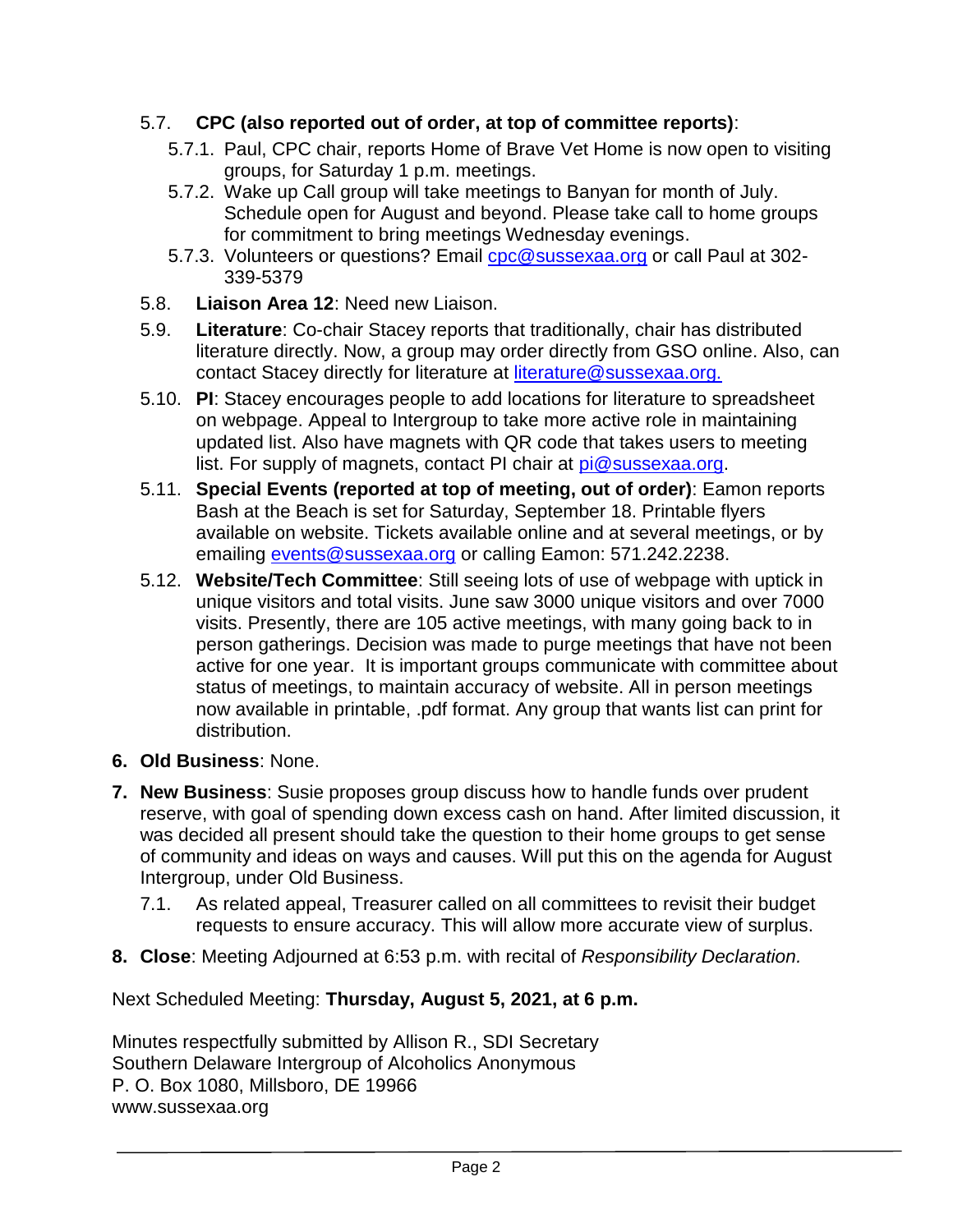5.7. **CPC (also reported out of order, at top of committee reports)**:

5.7.1. Paul, CPC chair, reports Home of Brave Vet Home is now open to visiting groups, for Saturday 1 p.m. meetings.

5.7.2. Wake up Call group will take meetings to Banyan for month of July. Schedule open for August and beyond. Please take call to home groups for commitment to bring meetings Wednesday evenings.

5.7.3. Volunteers or questions? Email [cpc@sussexaa.org](mailto:cpc@sussexaa.org) or call Paul at 302-339-5379

5.8. **Liaison Area 12**: Need new Liaison.

5.9. **Literature**: Co-chair Stacey reports that traditionally, chair has distributed literature directly. Now, a group may order directly from GSO online. Also, can contact Stacey directly for literature at [literature@sussexaa.org.](mailto:literature@sussexaa.org)

5.10. **PI**: Stacey encourages people to add locations for literature to spreadsheet on webpage. Appeal to Intergroup to take more active role in maintaining updated list. Also have magnets with QR code that takes users to meeting list. For supply of magnets, contact PI chair at [pi@sussexaa.org](mailto:pi@sussexaa.org).

5.11. **Special Events (reported at top of meeting, out of order)**: Eamon reports Bash at the Beach is set for Saturday, September 18. Printable flyers available on website. Tickets available online and at several meetings, or by emailing [events@sussexaa.org](mailto:events@sussexaa.org) or calling Eamon: 571.242.2238.

5.12. **Website/Tech Committee**: Still seeing lots of use of webpage with uptick in unique visitors and total visits. June saw 3000 unique visitors and over 7000 visits. Presently, there are 105 active meetings, with many going back to in person gatherings. Decision was made to purge meetings that have not been active for one year. It is important groups communicate with committee about status of meetings, to maintain accuracy of website. All in person meetings now available in printable, .pdf format. Any group that wants list can print for distribution.

6. **Old Business**: None.

7. **New Business**: Susie proposes group discuss how to handle funds over prudent reserve, with goal of spending down excess cash on hand. After limited discussion, it was decided all present should take the question to their home groups to get sense of community and ideas on ways and causes. Will put this on the agenda for August Intergroup, under Old Business.

7.1. As related appeal, Treasurer called on all committees to revisit their budget requests to ensure accuracy. This will allow more accurate view of surplus.

8. **Close**: Meeting Adjourned at 6:53 p.m. with recital of *Responsibility Declaration.*

Next Scheduled Meeting: **Thursday, August 5, 2021, at 6 p.m.**

Minutes respectfully submitted by Allison R., SDI Secretary
Southern Delaware Intergroup of Alcoholics Anonymous
P. O. Box 1080, Millsboro, DE 19966
www.sussexaa.org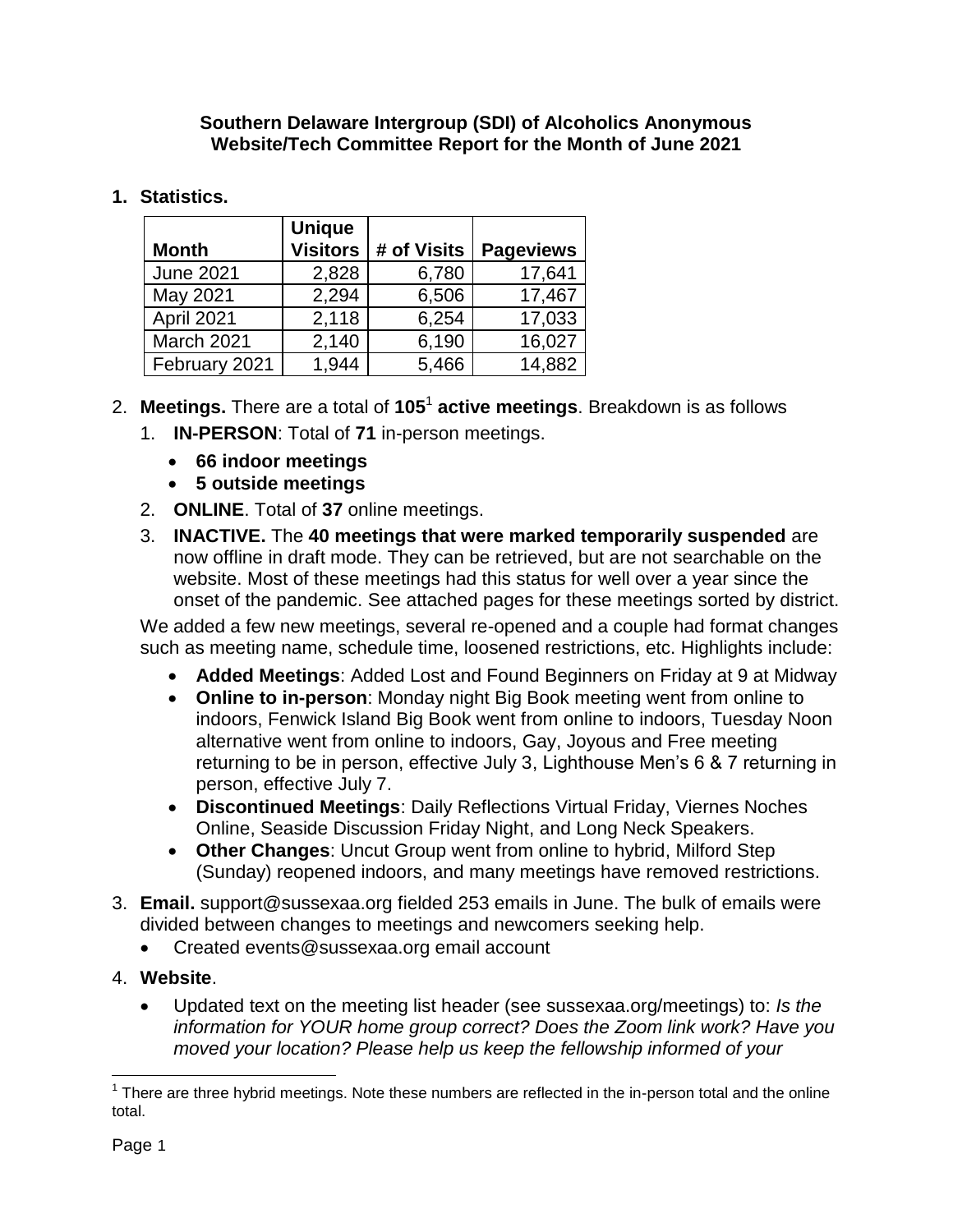**Southern Delaware Intergroup (SDI) of Alcoholics Anonymous**
**Website/Tech Committee Report for the Month of June 2021**

**1. Statistics.**

| Month | Unique Visitors | # of Visits | Pageviews |
|---|---|---|---|
| June 2021 | 2,828 | 6,780 | 17,641 |
| May 2021 | 2,294 | 6,506 | 17,467 |
| April 2021 | 2,118 | 6,254 | 17,033 |
| March 2021 | 2,140 | 6,190 | 16,027 |
| February 2021 | 1,944 | 5,466 | 14,882 |

2. **Meetings.** There are a total of **105**[1] **active meetings**. Breakdown is as follows
   1. **IN-PERSON**: Total of **71** in-person meetings.
      - **66 indoor meetings**
      - **5 outside meetings**
   2. **ONLINE**. Total of **37** online meetings.
   3. **INACTIVE.** The **40 meetings that were marked temporarily suspended** are now offline in draft mode. They can be retrieved, but are not searchable on the website. Most of these meetings had this status for well over a year since the onset of the pandemic. See attached pages for these meetings sorted by district.

   We added a few new meetings, several re-opened and a couple had format changes such as meeting name, schedule time, loosened restrictions, etc. Highlights include:

   - **Added Meetings**: Added Lost and Found Beginners on Friday at 9 at Midway
   - **Online to in-person**: Monday night Big Book meeting went from online to indoors, Fenwick Island Big Book went from online to indoors, Tuesday Noon alternative went from online to indoors, Gay, Joyous and Free meeting returning to be in person, effective July 3, Lighthouse Men's 6 & 7 returning in person, effective July 7.
   - **Discontinued Meetings**: Daily Reflections Virtual Friday, Viernes Noches Online, Seaside Discussion Friday Night, and Long Neck Speakers.
   - **Other Changes**: Uncut Group went from online to hybrid, Milford Step (Sunday) reopened indoors, and many meetings have removed restrictions.

3. **Email.** support@sussexaa.org fielded 253 emails in June. The bulk of emails were divided between changes to meetings and newcomers seeking help.
   - Created events@sussexaa.org email account

4. **Website**.
   - Updated text on the meeting list header (see sussexaa.org/meetings) to: *Is the information for YOUR home group correct? Does the Zoom link work? Have you moved your location? Please help us keep the fellowship informed of your*

[1] There are three hybrid meetings. Note these numbers are reflected in the in-person total and the online total.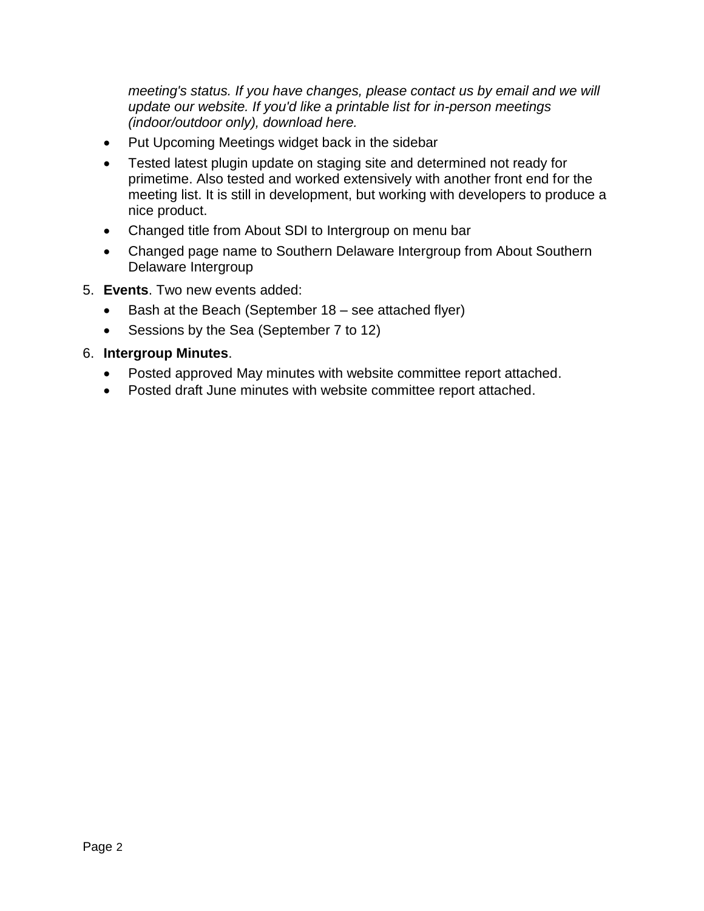*meeting's status. If you have changes, please contact us by email and we will update our website. If you'd like a printable list for in-person meetings (indoor/outdoor only), download here.*

- Put Upcoming Meetings widget back in the sidebar
- Tested latest plugin update on staging site and determined not ready for primetime. Also tested and worked extensively with another front end for the meeting list. It is still in development, but working with developers to produce a nice product.
- Changed title from About SDI to Intergroup on menu bar
- Changed page name to Southern Delaware Intergroup from About Southern Delaware Intergroup

5. **Events**. Two new events added:
   - Bash at the Beach (September 18 – see attached flyer)
   - Sessions by the Sea (September 7 to 12)
6. **Intergroup Minutes**.
   - Posted approved May minutes with website committee report attached.
   - Posted draft June minutes with website committee report attached.